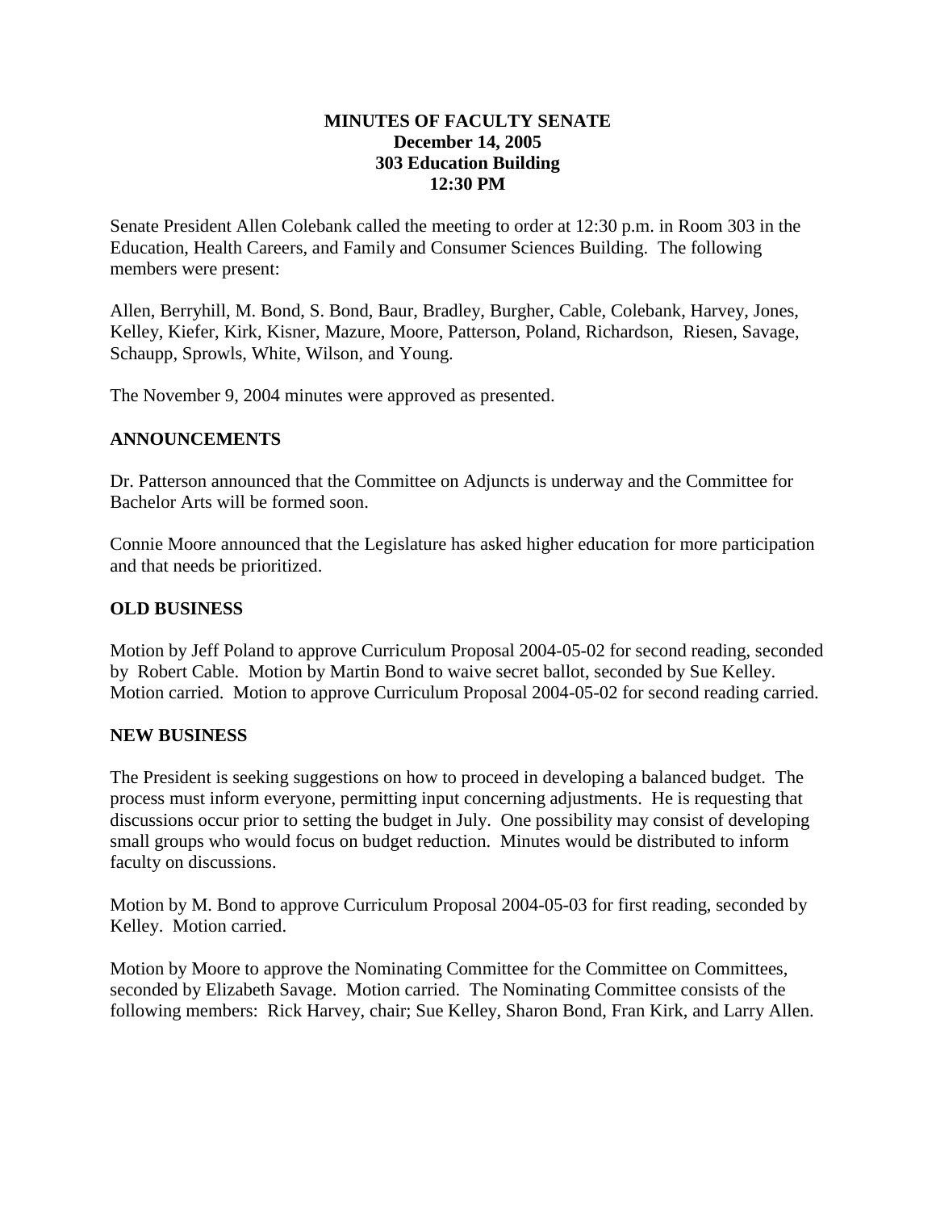**MINUTES OF FACULTY SENATE**
**December 14, 2005**
**303 Education Building**
**12:30 PM**

Senate President Allen Colebank called the meeting to order at 12:30 p.m. in Room 303 in the Education, Health Careers, and Family and Consumer Sciences Building. The following members were present:

Allen, Berryhill, M. Bond, S. Bond, Baur, Bradley, Burgher, Cable, Colebank, Harvey, Jones, Kelley, Kiefer, Kirk, Kisner, Mazure, Moore, Patterson, Poland, Richardson, Riesen, Savage, Schaupp, Sprowls, White, Wilson, and Young.

The November 9, 2004 minutes were approved as presented.

## ANNOUNCEMENTS

Dr. Patterson announced that the Committee on Adjuncts is underway and the Committee for Bachelor Arts will be formed soon.

Connie Moore announced that the Legislature has asked higher education for more participation and that needs be prioritized.

## OLD BUSINESS

Motion by Jeff Poland to approve Curriculum Proposal 2004-05-02 for second reading, seconded by Robert Cable. Motion by Martin Bond to waive secret ballot, seconded by Sue Kelley. Motion carried. Motion to approve Curriculum Proposal 2004-05-02 for second reading carried.

## NEW BUSINESS

The President is seeking suggestions on how to proceed in developing a balanced budget. The process must inform everyone, permitting input concerning adjustments. He is requesting that discussions occur prior to setting the budget in July. One possibility may consist of developing small groups who would focus on budget reduction. Minutes would be distributed to inform faculty on discussions.

Motion by M. Bond to approve Curriculum Proposal 2004-05-03 for first reading, seconded by Kelley. Motion carried.

Motion by Moore to approve the Nominating Committee for the Committee on Committees, seconded by Elizabeth Savage. Motion carried. The Nominating Committee consists of the following members: Rick Harvey, chair; Sue Kelley, Sharon Bond, Fran Kirk, and Larry Allen.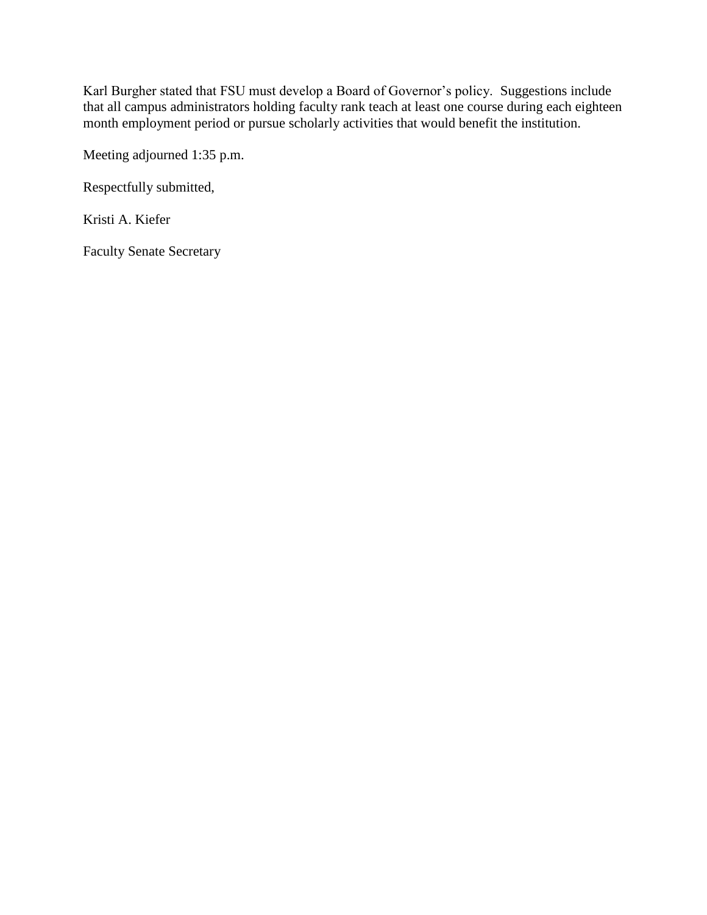Karl Burgher stated that FSU must develop a Board of Governor's policy. Suggestions include that all campus administrators holding faculty rank teach at least one course during each eighteen month employment period or pursue scholarly activities that would benefit the institution.

Meeting adjourned 1:35 p.m.

Respectfully submitted,

Kristi A. Kiefer

Faculty Senate Secretary